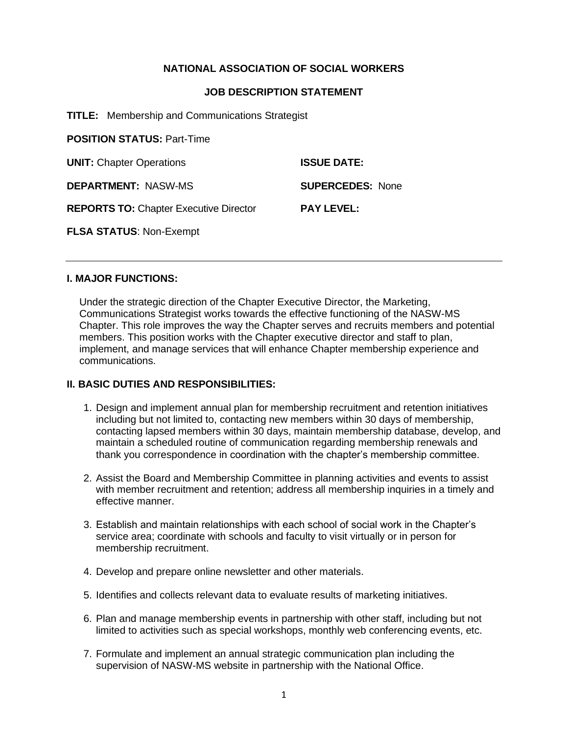**NATIONAL ASSOCIATION OF SOCIAL WORKERS**

**JOB DESCRIPTION STATEMENT**

**TITLE:** Membership and Communications Strategist

**POSITION STATUS:** Part-Time

**UNIT:** Chapter Operations

**ISSUE DATE:**

**DEPARTMENT:** NASW-MS

**SUPERCEDES:** None

**REPORTS TO:** Chapter Executive Director

**PAY LEVEL:**

**FLSA STATUS**: Non-Exempt

---

## I. MAJOR FUNCTIONS:

Under the strategic direction of the Chapter Executive Director, the Marketing, Communications Strategist works towards the effective functioning of the NASW-MS Chapter. This role improves the way the Chapter serves and recruits members and potential members. This position works with the Chapter executive director and staff to plan, implement, and manage services that will enhance Chapter membership experience and communications.

## II. BASIC DUTIES AND RESPONSIBILITIES:

1. Design and implement annual plan for membership recruitment and retention initiatives including but not limited to, contacting new members within 30 days of membership, contacting lapsed members within 30 days, maintain membership database, develop, and maintain a scheduled routine of communication regarding membership renewals and thank you correspondence in coordination with the chapter's membership committee.

2. Assist the Board and Membership Committee in planning activities and events to assist with member recruitment and retention; address all membership inquiries in a timely and effective manner.

3. Establish and maintain relationships with each school of social work in the Chapter's service area; coordinate with schools and faculty to visit virtually or in person for membership recruitment.

4. Develop and prepare online newsletter and other materials.

5. Identifies and collects relevant data to evaluate results of marketing initiatives.

6. Plan and manage membership events in partnership with other staff, including but not limited to activities such as special workshops, monthly web conferencing events, etc.

7. Formulate and implement an annual strategic communication plan including the supervision of NASW-MS website in partnership with the National Office.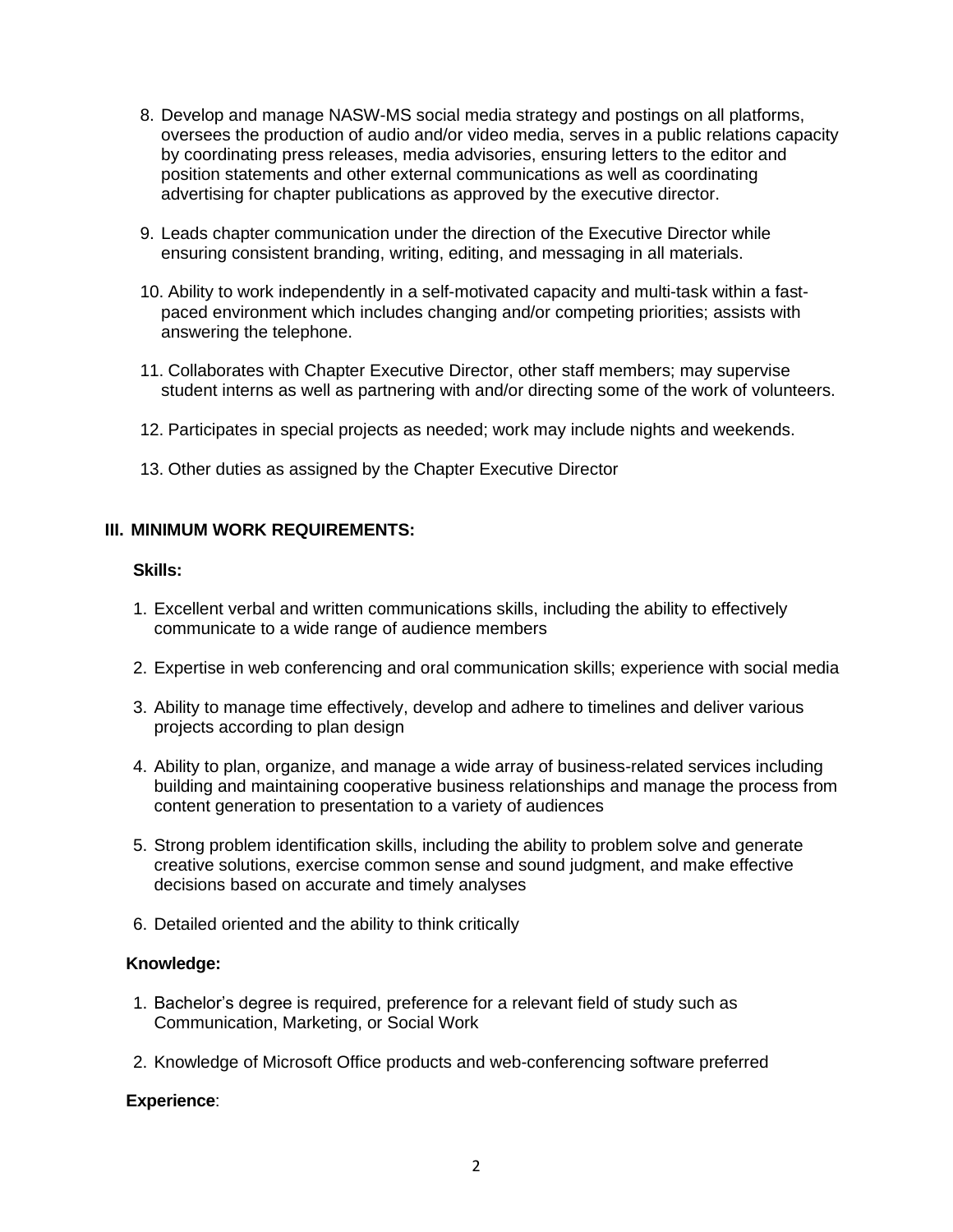8. Develop and manage NASW-MS social media strategy and postings on all platforms, oversees the production of audio and/or video media, serves in a public relations capacity by coordinating press releases, media advisories, ensuring letters to the editor and position statements and other external communications as well as coordinating advertising for chapter publications as approved by the executive director.

9. Leads chapter communication under the direction of the Executive Director while ensuring consistent branding, writing, editing, and messaging in all materials.

10. Ability to work independently in a self-motivated capacity and multi-task within a fast-paced environment which includes changing and/or competing priorities; assists with answering the telephone.

11. Collaborates with Chapter Executive Director, other staff members; may supervise student interns as well as partnering with and/or directing some of the work of volunteers.

12. Participates in special projects as needed; work may include nights and weekends.

13. Other duties as assigned by the Chapter Executive Director

## III. MINIMUM WORK REQUIREMENTS:

**Skills:**

1. Excellent verbal and written communications skills, including the ability to effectively communicate to a wide range of audience members

2. Expertise in web conferencing and oral communication skills; experience with social media

3. Ability to manage time effectively, develop and adhere to timelines and deliver various projects according to plan design

4. Ability to plan, organize, and manage a wide array of business-related services including building and maintaining cooperative business relationships and manage the process from content generation to presentation to a variety of audiences

5. Strong problem identification skills, including the ability to problem solve and generate creative solutions, exercise common sense and sound judgment, and make effective decisions based on accurate and timely analyses

6. Detailed oriented and the ability to think critically

**Knowledge:**

1. Bachelor's degree is required, preference for a relevant field of study such as Communication, Marketing, or Social Work

2. Knowledge of Microsoft Office products and web-conferencing software preferred

**Experience**: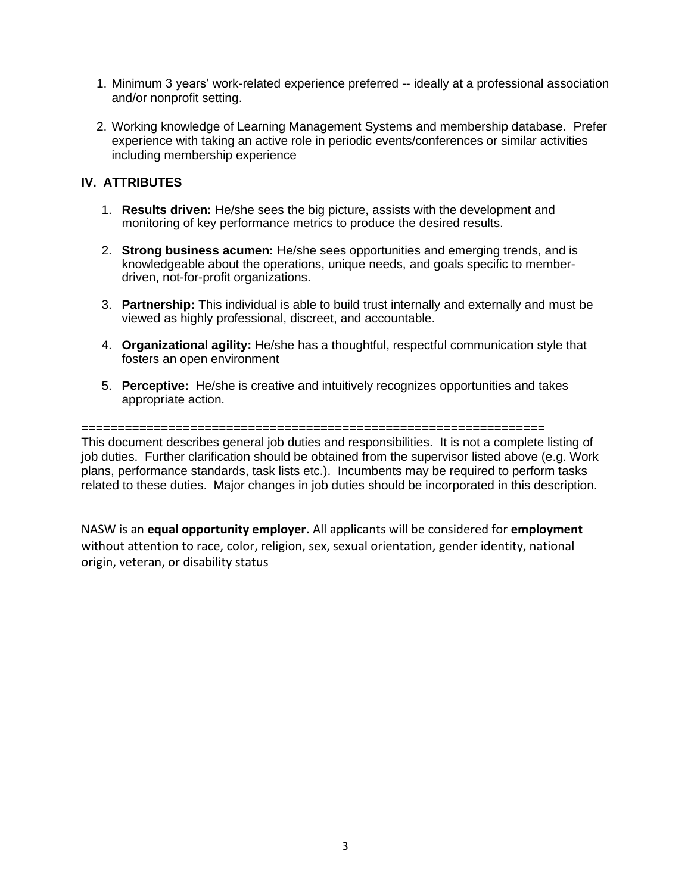1. Minimum 3 years' work-related experience preferred -- ideally at a professional association and/or nonprofit setting.

2. Working knowledge of Learning Management Systems and membership database. Prefer experience with taking an active role in periodic events/conferences or similar activities including membership experience

## IV. ATTRIBUTES

1. **Results driven:** He/she sees the big picture, assists with the development and monitoring of key performance metrics to produce the desired results.

2. **Strong business acumen:** He/she sees opportunities and emerging trends, and is knowledgeable about the operations, unique needs, and goals specific to member-driven, not-for-profit organizations.

3. **Partnership:** This individual is able to build trust internally and externally and must be viewed as highly professional, discreet, and accountable.

4. **Organizational agility:** He/she has a thoughtful, respectful communication style that fosters an open environment

5. **Perceptive:** He/she is creative and intuitively recognizes opportunities and takes appropriate action.

================================================================

This document describes general job duties and responsibilities. It is not a complete listing of job duties. Further clarification should be obtained from the supervisor listed above (e.g. Work plans, performance standards, task lists etc.). Incumbents may be required to perform tasks related to these duties. Major changes in job duties should be incorporated in this description.

NASW is an **equal opportunity employer.** All applicants will be considered for **employment** without attention to race, color, religion, sex, sexual orientation, gender identity, national origin, veteran, or disability status